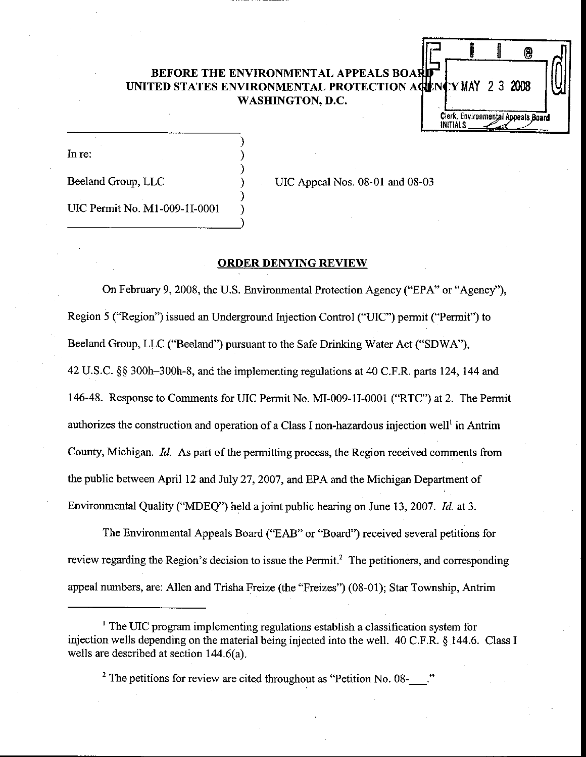**BEFORE THE ENVIRONMENTAL APPEALS BOARD**
**UNITED STATES ENVIRONMENTAL PROTECTION AGENCY**
**WASHINGTON, D.C.**

Filed
MAY 23 2008
Clerk, Environmental Appeals Board
INITIALS

In re:

Beeland Group, LLC

UIC Permit No. M1-009-1I-0001

UIC Appeal Nos. 08-01 and 08-03

## ORDER DENYING REVIEW

On February 9, 2008, the U.S. Environmental Protection Agency ("EPA" or "Agency"), Region 5 ("Region") issued an Underground Injection Control ("UIC") permit ("Permit") to Beeland Group, LLC ("Beeland") pursuant to the Safe Drinking Water Act ("SDWA"), 42 U.S.C. §§ 300h–300h-8, and the implementing regulations at 40 C.F.R. parts 124, 144 and 146-48. Response to Comments for UIC Permit No. MI-009-1I-0001 ("RTC") at 2. The Permit authorizes the construction and operation of a Class I non-hazardous injection well[1] in Antrim County, Michigan. *Id.* As part of the permitting process, the Region received comments from the public between April 12 and July 27, 2007, and EPA and the Michigan Department of Environmental Quality ("MDEQ") held a joint public hearing on June 13, 2007. *Id.* at 3.

The Environmental Appeals Board ("EAB" or "Board") received several petitions for review regarding the Region's decision to issue the Permit.[2] The petitioners, and corresponding appeal numbers, are: Allen and Trisha Freize (the "Freizes") (08-01); Star Township, Antrim

[1] The UIC program implementing regulations establish a classification system for injection wells depending on the material being injected into the well. 40 C.F.R. § 144.6. Class I wells are described at section 144.6(a).

[2] The petitions for review are cited throughout as "Petition No. 08-___."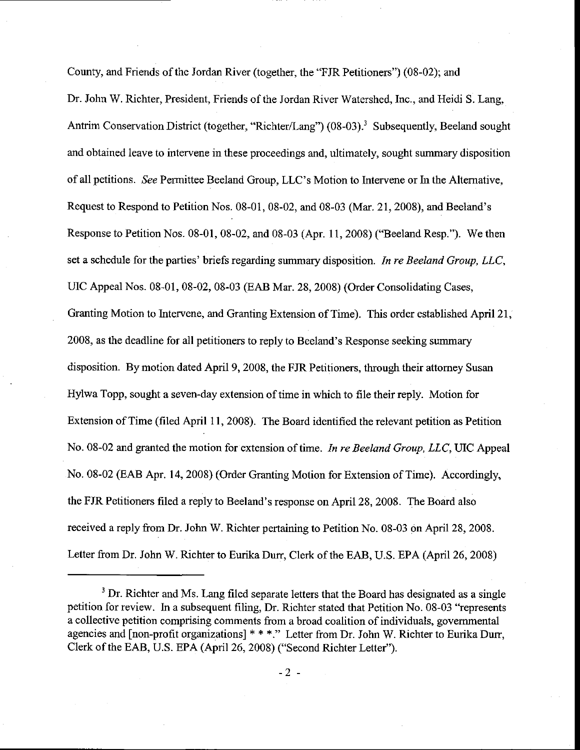County, and Friends of the Jordan River (together, the "FJR Petitioners") (08-02); and Dr. John W. Richter, President, Friends of the Jordan River Watershed, Inc., and Heidi S. Lang, Antrim Conservation District (together, "Richter/Lang") (08-03).[3] Subsequently, Beeland sought and obtained leave to intervene in these proceedings and, ultimately, sought summary disposition of all petitions. *See* Permittee Beeland Group, LLC's Motion to Intervene or In the Alternative, Request to Respond to Petition Nos. 08-01, 08-02, and 08-03 (Mar. 21, 2008), and Beeland's Response to Petition Nos. 08-01, 08-02, and 08-03 (Apr. 11, 2008) ("Beeland Resp."). We then set a schedule for the parties' briefs regarding summary disposition. *In re Beeland Group, LLC*, UIC Appeal Nos. 08-01, 08-02, 08-03 (EAB Mar. 28, 2008) (Order Consolidating Cases, Granting Motion to Intervene, and Granting Extension of Time). This order established April 21, 2008, as the deadline for all petitioners to reply to Beeland's Response seeking summary disposition. By motion dated April 9, 2008, the FJR Petitioners, through their attorney Susan Hylwa Topp, sought a seven-day extension of time in which to file their reply. Motion for Extension of Time (filed April 11, 2008). The Board identified the relevant petition as Petition No. 08-02 and granted the motion for extension of time. *In re Beeland Group, LLC*, UIC Appeal No. 08-02 (EAB Apr. 14, 2008) (Order Granting Motion for Extension of Time). Accordingly, the FJR Petitioners filed a reply to Beeland's response on April 28, 2008. The Board also received a reply from Dr. John W. Richter pertaining to Petition No. 08-03 on April 28, 2008. Letter from Dr. John W. Richter to Eurika Durr, Clerk of the EAB, U.S. EPA (April 26, 2008)

[3] Dr. Richter and Ms. Lang filed separate letters that the Board has designated as a single petition for review. In a subsequent filing, Dr. Richter stated that Petition No. 08-03 "represents a collective petition comprising comments from a broad coalition of individuals, governmental agencies and [non-profit organizations] * * *." Letter from Dr. John W. Richter to Eurika Durr, Clerk of the EAB, U.S. EPA (April 26, 2008) ("Second Richter Letter").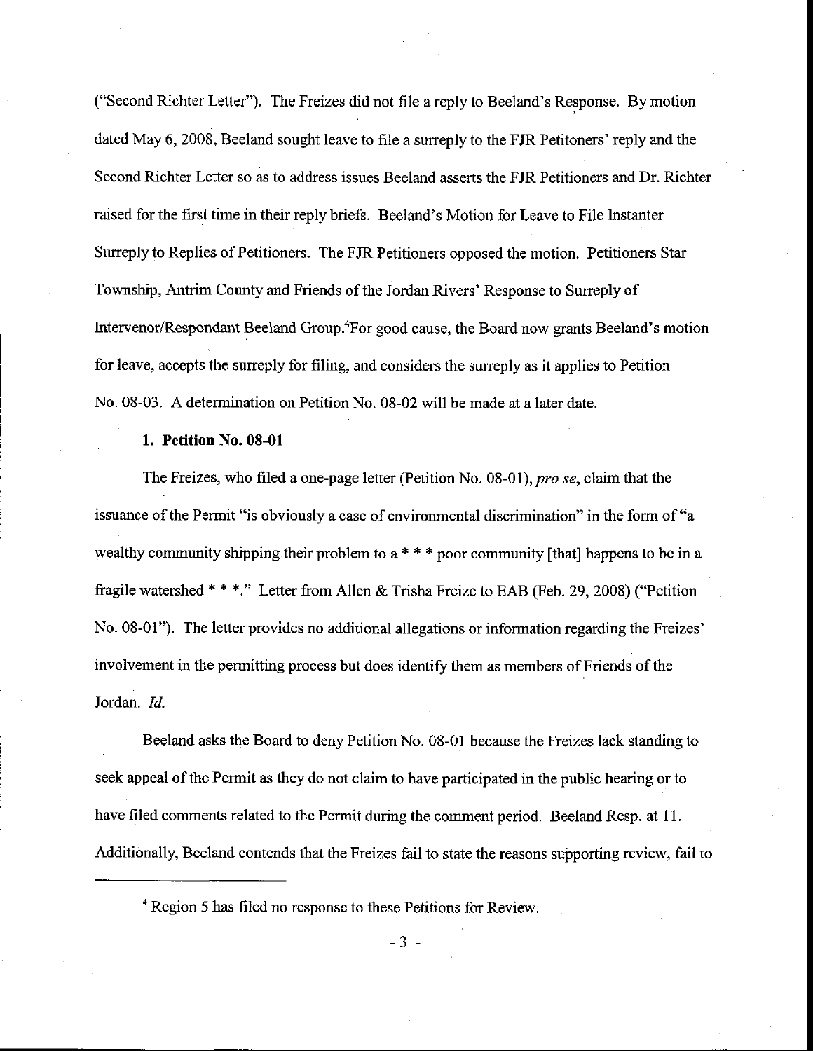("Second Richter Letter"). The Freizes did not file a reply to Beeland's Response. By motion dated May 6, 2008, Beeland sought leave to file a surreply to the FJR Petitoners' reply and the Second Richter Letter so as to address issues Beeland asserts the FJR Petitioners and Dr. Richter raised for the first time in their reply briefs. Beeland's Motion for Leave to File Instanter Surreply to Replies of Petitioners. The FJR Petitioners opposed the motion. Petitioners Star Township, Antrim County and Friends of the Jordan Rivers' Response to Surreply of Intervenor/Respondant Beeland Group.[4] For good cause, the Board now grants Beeland's motion for leave, accepts the surreply for filing, and considers the surreply as it applies to Petition No. 08-03. A determination on Petition No. 08-02 will be made at a later date.

### 1. Petition No. 08-01

The Freizes, who filed a one-page letter (Petition No. 08-01), *pro se*, claim that the issuance of the Permit "is obviously a case of environmental discrimination" in the form of "a wealthy community shipping their problem to a * * * poor community [that] happens to be in a fragile watershed * * *." Letter from Allen & Trisha Freize to EAB (Feb. 29, 2008) ("Petition No. 08-01"). The letter provides no additional allegations or information regarding the Freizes' involvement in the permitting process but does identify them as members of Friends of the Jordan. *Id.*

Beeland asks the Board to deny Petition No. 08-01 because the Freizes lack standing to seek appeal of the Permit as they do not claim to have participated in the public hearing or to have filed comments related to the Permit during the comment period. Beeland Resp. at 11. Additionally, Beeland contends that the Freizes fail to state the reasons supporting review, fail to

---

[4] Region 5 has filed no response to these Petitions for Review.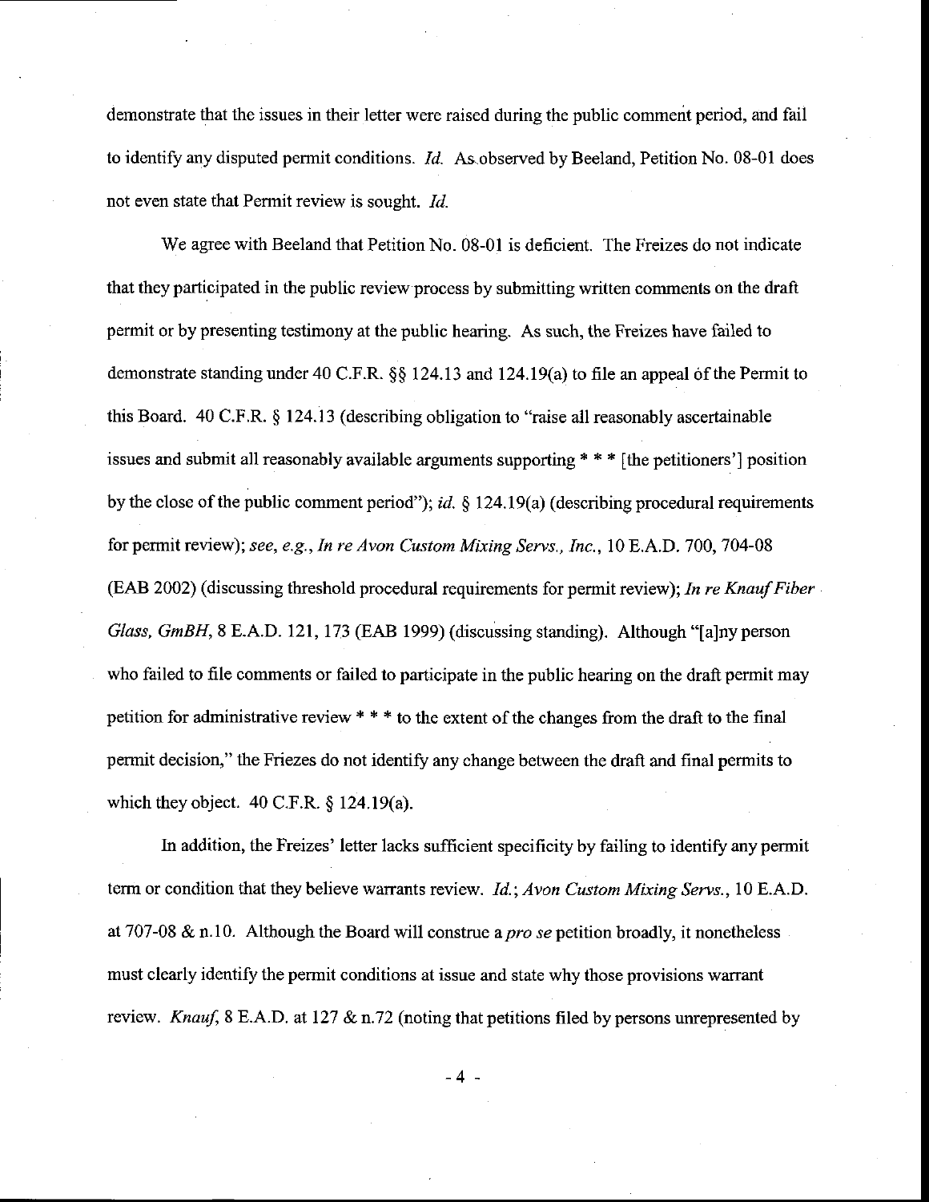demonstrate that the issues in their letter were raised during the public comment period, and fail to identify any disputed permit conditions. *Id.* As observed by Beeland, Petition No. 08-01 does not even state that Permit review is sought. *Id.*

We agree with Beeland that Petition No. 08-01 is deficient. The Freizes do not indicate that they participated in the public review process by submitting written comments on the draft permit or by presenting testimony at the public hearing. As such, the Freizes have failed to demonstrate standing under 40 C.F.R. §§ 124.13 and 124.19(a) to file an appeal of the Permit to this Board. 40 C.F.R. § 124.13 (describing obligation to "raise all reasonably ascertainable issues and submit all reasonably available arguments supporting * * * [the petitioners'] position by the close of the public comment period"); *id.* § 124.19(a) (describing procedural requirements for permit review); *see, e.g., In re Avon Custom Mixing Servs., Inc.*, 10 E.A.D. 700, 704-08 (EAB 2002) (discussing threshold procedural requirements for permit review); *In re Knauf Fiber Glass, GmBH*, 8 E.A.D. 121, 173 (EAB 1999) (discussing standing). Although "[a]ny person who failed to file comments or failed to participate in the public hearing on the draft permit may petition for administrative review * * * to the extent of the changes from the draft to the final permit decision," the Friezes do not identify any change between the draft and final permits to which they object. 40 C.F.R. § 124.19(a).

In addition, the Freizes' letter lacks sufficient specificity by failing to identify any permit term or condition that they believe warrants review. *Id.*; *Avon Custom Mixing Servs.*, 10 E.A.D. at 707-08 & n.10. Although the Board will construe a *pro se* petition broadly, it nonetheless must clearly identify the permit conditions at issue and state why those provisions warrant review. *Knauf*, 8 E.A.D. at 127 & n.72 (noting that petitions filed by persons unrepresented by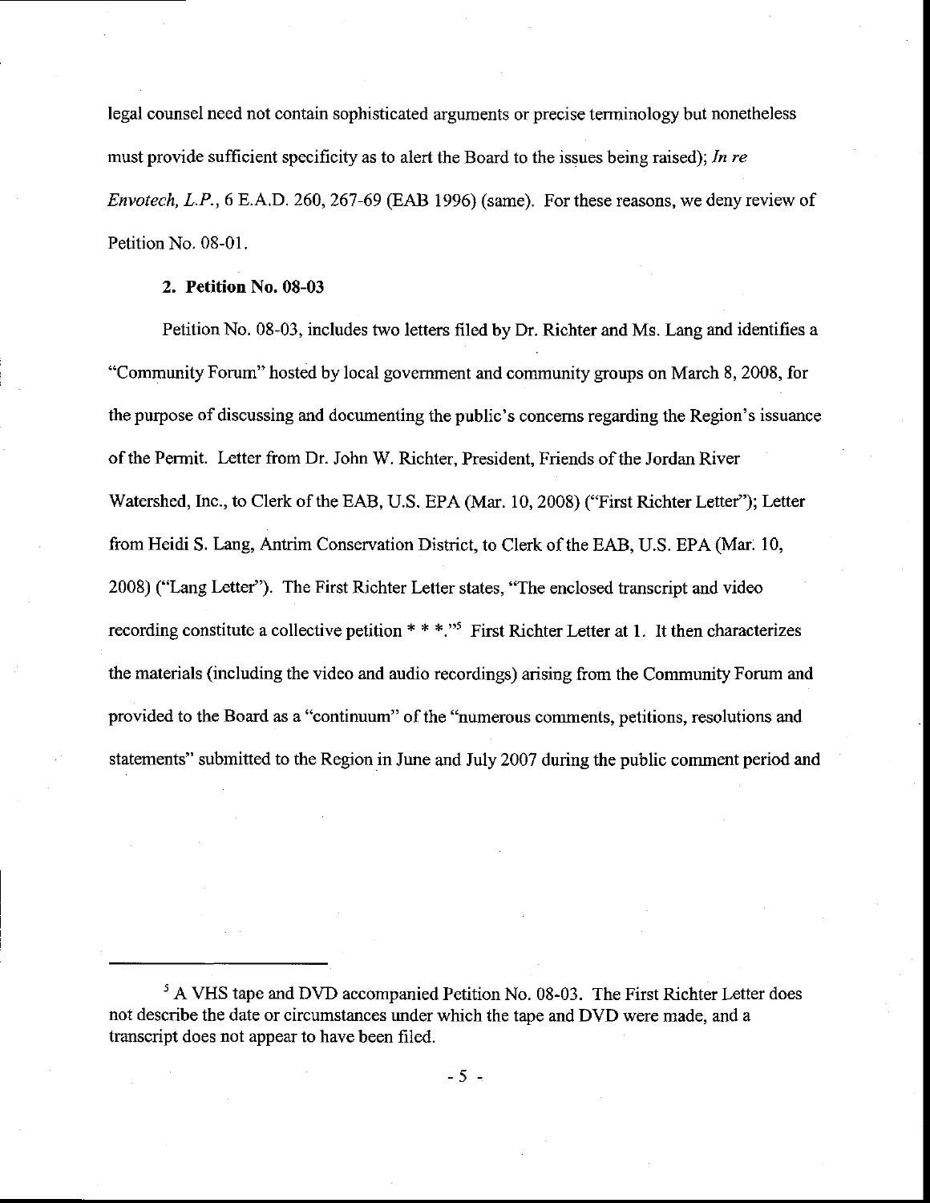legal counsel need not contain sophisticated arguments or precise terminology but nonetheless must provide sufficient specificity as to alert the Board to the issues being raised); *In re Envotech, L.P.*, 6 E.A.D. 260, 267-69 (EAB 1996) (same). For these reasons, we deny review of Petition No. 08-01.

**2. Petition No. 08-03**

Petition No. 08-03, includes two letters filed by Dr. Richter and Ms. Lang and identifies a "Community Forum" hosted by local government and community groups on March 8, 2008, for the purpose of discussing and documenting the public's concerns regarding the Region's issuance of the Permit. Letter from Dr. John W. Richter, President, Friends of the Jordan River Watershed, Inc., to Clerk of the EAB, U.S. EPA (Mar. 10, 2008) ("First Richter Letter"); Letter from Heidi S. Lang, Antrim Conservation District, to Clerk of the EAB, U.S. EPA (Mar. 10, 2008) ("Lang Letter"). The First Richter Letter states, "The enclosed transcript and video recording constitute a collective petition * * *."[5] First Richter Letter at 1. It then characterizes the materials (including the video and audio recordings) arising from the Community Forum and provided to the Board as a "continuum" of the "numerous comments, petitions, resolutions and statements" submitted to the Region in June and July 2007 during the public comment period and

[5] A VHS tape and DVD accompanied Petition No. 08-03. The First Richter Letter does not describe the date or circumstances under which the tape and DVD were made, and a transcript does not appear to have been filed.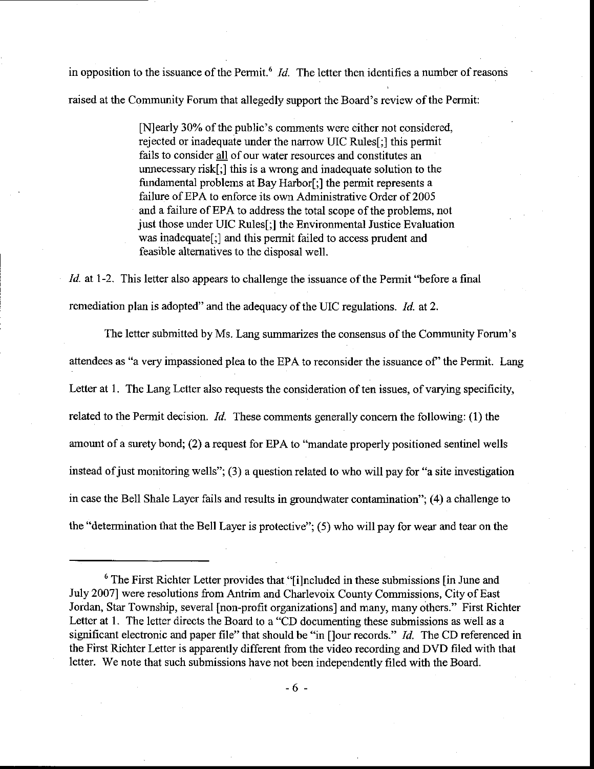in opposition to the issuance of the Permit.[6] *Id.* The letter then identifies a number of reasons raised at the Community Forum that allegedly support the Board's review of the Permit:

> [N]early 30% of the public's comments were either not considered, rejected or inadequate under the narrow UIC Rules[;] this permit fails to consider all of our water resources and constitutes an unnecessary risk[;] this is a wrong and inadequate solution to the fundamental problems at Bay Harbor[;] the permit represents a failure of EPA to enforce its own Administrative Order of 2005 and a failure of EPA to address the total scope of the problems, not just those under UIC Rules[;] the Environmental Justice Evaluation was inadequate[;] and this permit failed to access prudent and feasible alternatives to the disposal well.

*Id.* at 1-2. This letter also appears to challenge the issuance of the Permit "before a final remediation plan is adopted" and the adequacy of the UIC regulations. *Id.* at 2.

The letter submitted by Ms. Lang summarizes the consensus of the Community Forum's attendees as "a very impassioned plea to the EPA to reconsider the issuance of" the Permit. Lang Letter at 1. The Lang Letter also requests the consideration of ten issues, of varying specificity, related to the Permit decision. *Id.* These comments generally concern the following: (1) the amount of a surety bond; (2) a request for EPA to "mandate properly positioned sentinel wells instead of just monitoring wells"; (3) a question related to who will pay for "a site investigation in case the Bell Shale Layer fails and results in groundwater contamination"; (4) a challenge to the "determination that the Bell Layer is protective"; (5) who will pay for wear and tear on the

---

[6] The First Richter Letter provides that "[i]ncluded in these submissions [in June and July 2007] were resolutions from Antrim and Charlevoix County Commissions, City of East Jordan, Star Township, several [non-profit organizations] and many, many others." First Richter Letter at 1. The letter directs the Board to a "CD documenting these submissions as well as a significant electronic and paper file" that should be "in []our records." *Id.* The CD referenced in the First Richter Letter is apparently different from the video recording and DVD filed with that letter. We note that such submissions have not been independently filed with the Board.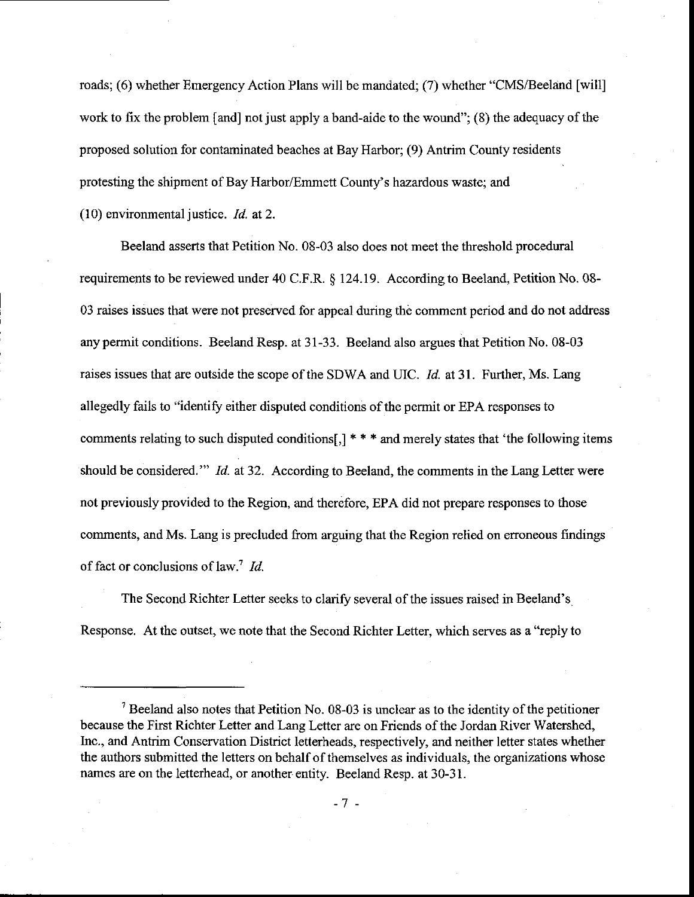roads; (6) whether Emergency Action Plans will be mandated; (7) whether "CMS/Beeland [will] work to fix the problem [and] not just apply a band-aide to the wound"; (8) the adequacy of the proposed solution for contaminated beaches at Bay Harbor; (9) Antrim County residents protesting the shipment of Bay Harbor/Emmett County's hazardous waste; and (10) environmental justice. *Id.* at 2.

Beeland asserts that Petition No. 08-03 also does not meet the threshold procedural requirements to be reviewed under 40 C.F.R. § 124.19. According to Beeland, Petition No. 08-03 raises issues that were not preserved for appeal during the comment period and do not address any permit conditions. Beeland Resp. at 31-33. Beeland also argues that Petition No. 08-03 raises issues that are outside the scope of the SDWA and UIC. *Id.* at 31. Further, Ms. Lang allegedly fails to "identify either disputed conditions of the permit or EPA responses to comments relating to such disputed conditions[,] * * * and merely states that 'the following items should be considered.'" *Id.* at 32. According to Beeland, the comments in the Lang Letter were not previously provided to the Region, and therefore, EPA did not prepare responses to those comments, and Ms. Lang is precluded from arguing that the Region relied on erroneous findings of fact or conclusions of law.[7] *Id.*

The Second Richter Letter seeks to clarify several of the issues raised in Beeland's Response. At the outset, we note that the Second Richter Letter, which serves as a "reply to

[7] Beeland also notes that Petition No. 08-03 is unclear as to the identity of the petitioner because the First Richter Letter and Lang Letter are on Friends of the Jordan River Watershed, Inc., and Antrim Conservation District letterheads, respectively, and neither letter states whether the authors submitted the letters on behalf of themselves as individuals, the organizations whose names are on the letterhead, or another entity. Beeland Resp. at 30-31.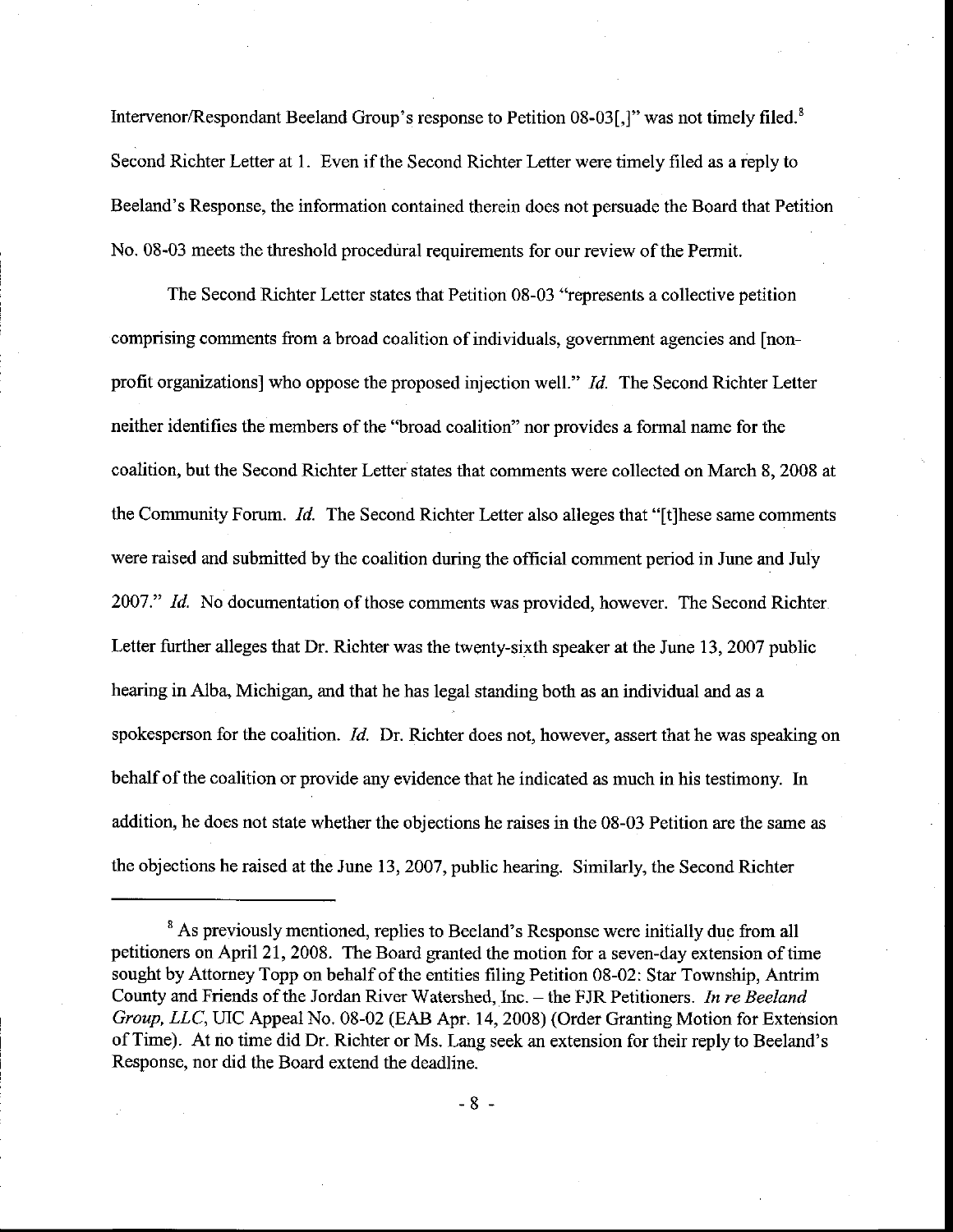Intervenor/Respondant Beeland Group's response to Petition 08-03[,]" was not timely filed.[8] Second Richter Letter at 1. Even if the Second Richter Letter were timely filed as a reply to Beeland's Response, the information contained therein does not persuade the Board that Petition No. 08-03 meets the threshold procedural requirements for our review of the Permit.

The Second Richter Letter states that Petition 08-03 "represents a collective petition comprising comments from a broad coalition of individuals, government agencies and [non-profit organizations] who oppose the proposed injection well." *Id.* The Second Richter Letter neither identifies the members of the "broad coalition" nor provides a formal name for the coalition, but the Second Richter Letter states that comments were collected on March 8, 2008 at the Community Forum. *Id.* The Second Richter Letter also alleges that "[t]hese same comments were raised and submitted by the coalition during the official comment period in June and July 2007." *Id.* No documentation of those comments was provided, however. The Second Richter Letter further alleges that Dr. Richter was the twenty-sixth speaker at the June 13, 2007 public hearing in Alba, Michigan, and that he has legal standing both as an individual and as a spokesperson for the coalition. *Id.* Dr. Richter does not, however, assert that he was speaking on behalf of the coalition or provide any evidence that he indicated as much in his testimony. In addition, he does not state whether the objections he raises in the 08-03 Petition are the same as the objections he raised at the June 13, 2007, public hearing. Similarly, the Second Richter

---

[8] As previously mentioned, replies to Beeland's Response were initially due from all petitioners on April 21, 2008. The Board granted the motion for a seven-day extension of time sought by Attorney Topp on behalf of the entities filing Petition 08-02: Star Township, Antrim County and Friends of the Jordan River Watershed, Inc. – the FJR Petitioners. *In re Beeland Group, LLC*, UIC Appeal No. 08-02 (EAB Apr. 14, 2008) (Order Granting Motion for Extension of Time). At no time did Dr. Richter or Ms. Lang seek an extension for their reply to Beeland's Response, nor did the Board extend the deadline.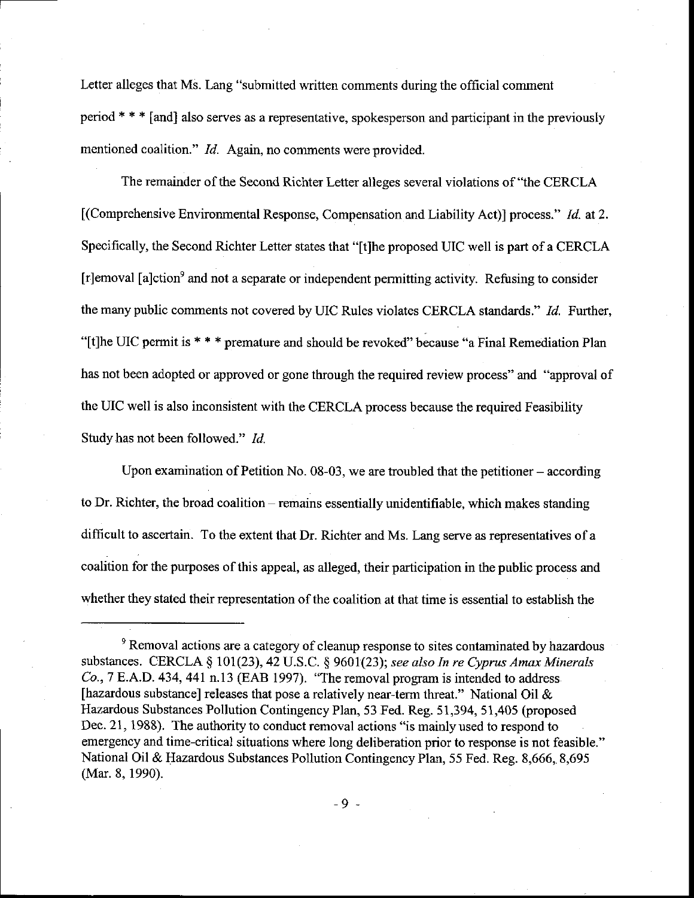Letter alleges that Ms. Lang "submitted written comments during the official comment period * * * [and] also serves as a representative, spokesperson and participant in the previously mentioned coalition." *Id.* Again, no comments were provided.

The remainder of the Second Richter Letter alleges several violations of "the CERCLA [(Comprehensive Environmental Response, Compensation and Liability Act)] process." *Id.* at 2. Specifically, the Second Richter Letter states that "[t]he proposed UIC well is part of a CERCLA [r]emoval [a]ction[9] and not a separate or independent permitting activity. Refusing to consider the many public comments not covered by UIC Rules violates CERCLA standards." *Id.* Further, "[t]he UIC permit is * * * premature and should be revoked" because "a Final Remediation Plan has not been adopted or approved or gone through the required review process" and "approval of the UIC well is also inconsistent with the CERCLA process because the required Feasibility Study has not been followed." *Id.*

Upon examination of Petition No. 08-03, we are troubled that the petitioner – according to Dr. Richter, the broad coalition – remains essentially unidentifiable, which makes standing difficult to ascertain. To the extent that Dr. Richter and Ms. Lang serve as representatives of a coalition for the purposes of this appeal, as alleged, their participation in the public process and whether they stated their representation of the coalition at that time is essential to establish the

---

[9] Removal actions are a category of cleanup response to sites contaminated by hazardous substances. CERCLA § 101(23), 42 U.S.C. § 9601(23); *see also In re Cyprus Amax Minerals Co.*, 7 E.A.D. 434, 441 n.13 (EAB 1997). "The removal program is intended to address [hazardous substance] releases that pose a relatively near-term threat." National Oil & Hazardous Substances Pollution Contingency Plan, 53 Fed. Reg. 51,394, 51,405 (proposed Dec. 21, 1988). The authority to conduct removal actions "is mainly used to respond to emergency and time-critical situations where long deliberation prior to response is not feasible." National Oil & Hazardous Substances Pollution Contingency Plan, 55 Fed. Reg. 8,666, 8,695 (Mar. 8, 1990).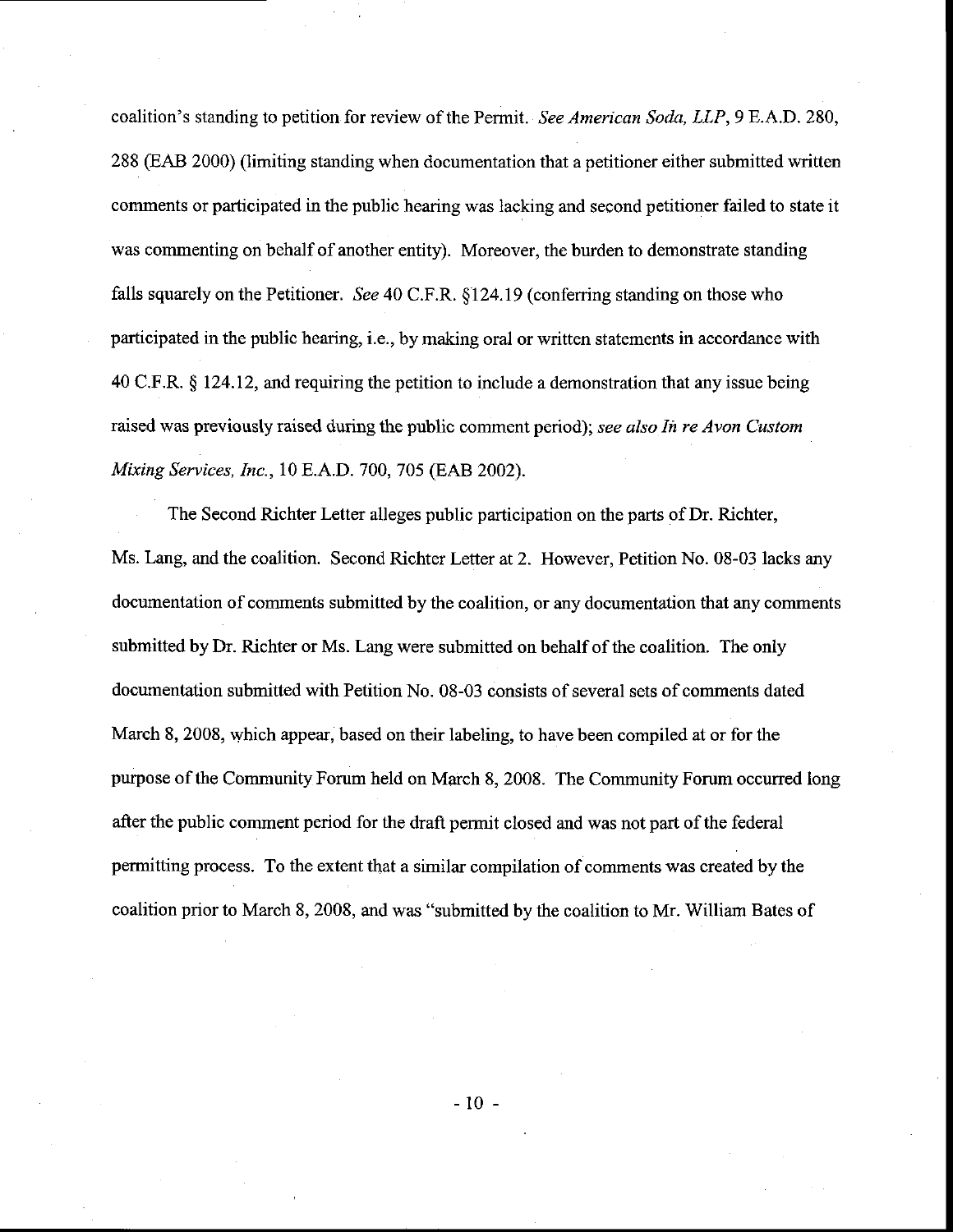coalition's standing to petition for review of the Permit. *See American Soda, LLP*, 9 E.A.D. 280, 288 (EAB 2000) (limiting standing when documentation that a petitioner either submitted written comments or participated in the public hearing was lacking and second petitioner failed to state it was commenting on behalf of another entity). Moreover, the burden to demonstrate standing falls squarely on the Petitioner. *See* 40 C.F.R. §124.19 (conferring standing on those who participated in the public hearing, i.e., by making oral or written statements in accordance with 40 C.F.R. § 124.12, and requiring the petition to include a demonstration that any issue being raised was previously raised during the public comment period); *see also In re Avon Custom Mixing Services, Inc.*, 10 E.A.D. 700, 705 (EAB 2002).

The Second Richter Letter alleges public participation on the parts of Dr. Richter, Ms. Lang, and the coalition. Second Richter Letter at 2. However, Petition No. 08-03 lacks any documentation of comments submitted by the coalition, or any documentation that any comments submitted by Dr. Richter or Ms. Lang were submitted on behalf of the coalition. The only documentation submitted with Petition No. 08-03 consists of several sets of comments dated March 8, 2008, which appear, based on their labeling, to have been compiled at or for the purpose of the Community Forum held on March 8, 2008. The Community Forum occurred long after the public comment period for the draft permit closed and was not part of the federal permitting process. To the extent that a similar compilation of comments was created by the coalition prior to March 8, 2008, and was "submitted by the coalition to Mr. William Bates of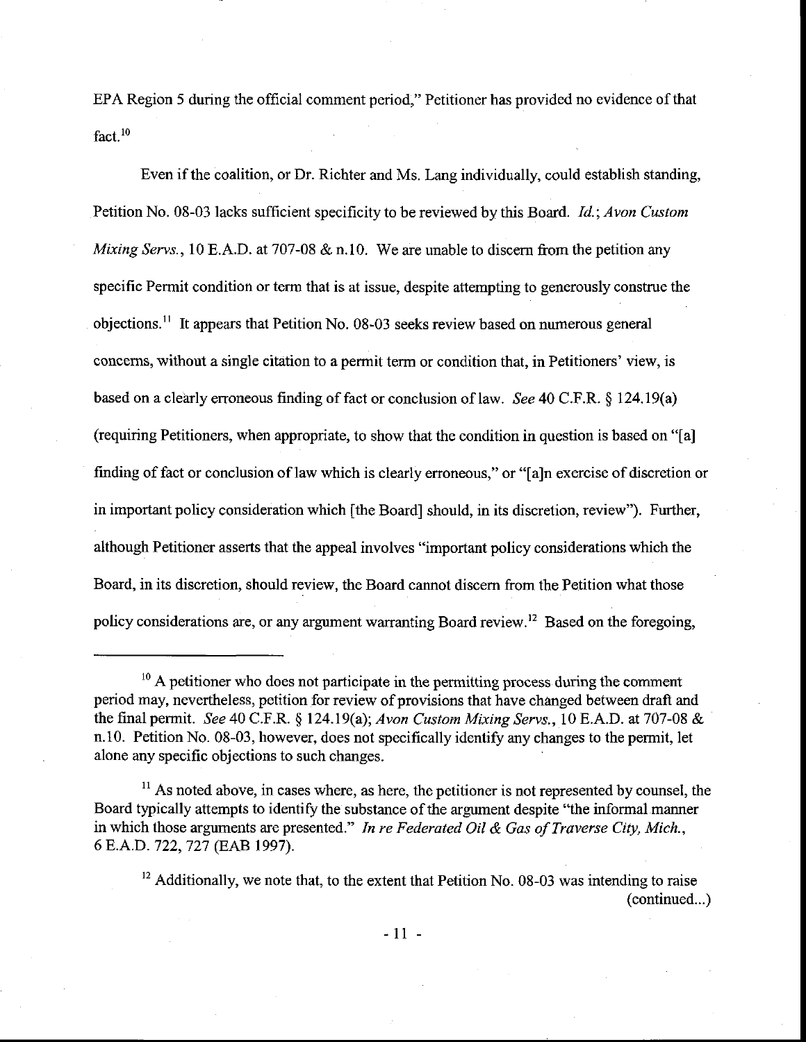EPA Region 5 during the official comment period," Petitioner has provided no evidence of that fact.[10]

Even if the coalition, or Dr. Richter and Ms. Lang individually, could establish standing, Petition No. 08-03 lacks sufficient specificity to be reviewed by this Board. *Id.*; *Avon Custom Mixing Servs.*, 10 E.A.D. at 707-08 & n.10. We are unable to discern from the petition any specific Permit condition or term that is at issue, despite attempting to generously construe the objections.[11] It appears that Petition No. 08-03 seeks review based on numerous general concerns, without a single citation to a permit term or condition that, in Petitioners' view, is based on a clearly erroneous finding of fact or conclusion of law. *See* 40 C.F.R. § 124.19(a) (requiring Petitioners, when appropriate, to show that the condition in question is based on "[a] finding of fact or conclusion of law which is clearly erroneous," or "[a]n exercise of discretion or in important policy consideration which [the Board] should, in its discretion, review"). Further, although Petitioner asserts that the appeal involves "important policy considerations which the Board, in its discretion, should review, the Board cannot discern from the Petition what those policy considerations are, or any argument warranting Board review.[12] Based on the foregoing,

---

[10] A petitioner who does not participate in the permitting process during the comment period may, nevertheless, petition for review of provisions that have changed between draft and the final permit. *See* 40 C.F.R. § 124.19(a); *Avon Custom Mixing Servs.*, 10 E.A.D. at 707-08 & n.10. Petition No. 08-03, however, does not specifically identify any changes to the permit, let alone any specific objections to such changes.

[11] As noted above, in cases where, as here, the petitioner is not represented by counsel, the Board typically attempts to identify the substance of the argument despite "the informal manner in which those arguments are presented." *In re Federated Oil & Gas of Traverse City, Mich.*, 6 E.A.D. 722, 727 (EAB 1997).

[12] Additionally, we note that, to the extent that Petition No. 08-03 was intending to raise (continued...)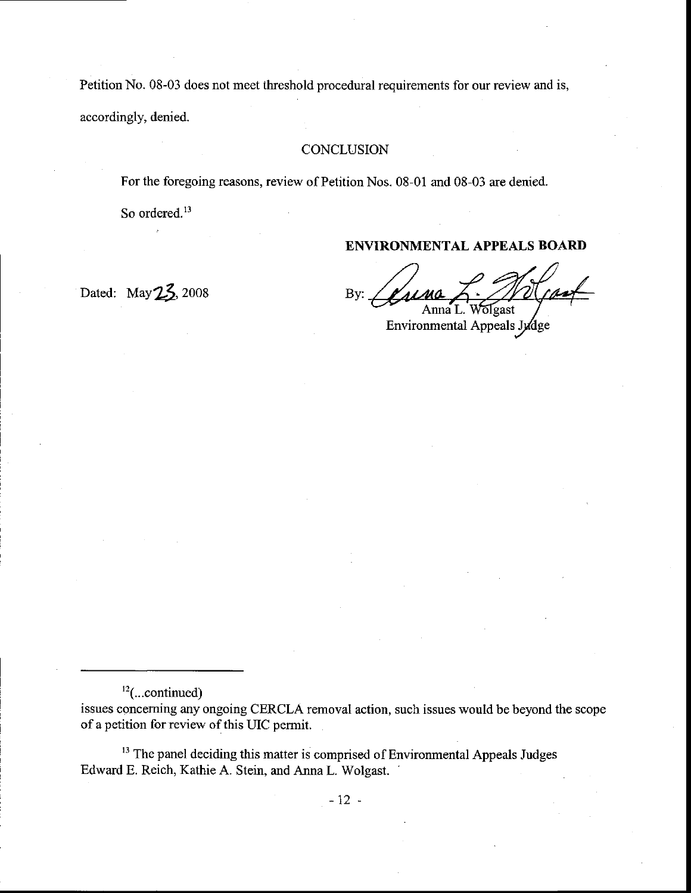Petition No. 08-03 does not meet threshold procedural requirements for our review and is, accordingly, denied.

## CONCLUSION

For the foregoing reasons, review of Petition Nos. 08-01 and 08-03 are denied.

So ordered.[13]

**ENVIRONMENTAL APPEALS BOARD**

Dated: May 23, 2008

By: Anna L. Wolgast
Anna L. Wolgast
Environmental Appeals Judge

---

[12](...continued)
issues concerning any ongoing CERCLA removal action, such issues would be beyond the scope of a petition for review of this UIC permit.

[13] The panel deciding this matter is comprised of Environmental Appeals Judges Edward E. Reich, Kathie A. Stein, and Anna L. Wolgast.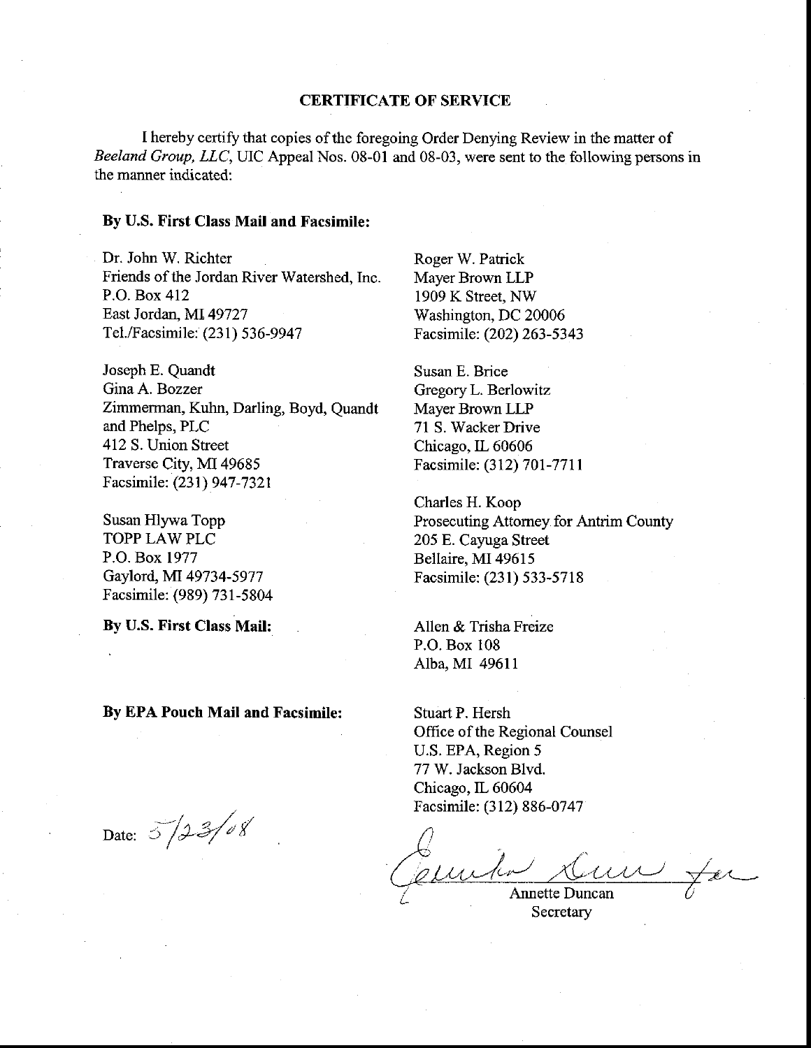## CERTIFICATE OF SERVICE

I hereby certify that copies of the foregoing Order Denying Review in the matter of *Beeland Group, LLC*, UIC Appeal Nos. 08-01 and 08-03, were sent to the following persons in the manner indicated:

**By U.S. First Class Mail and Facsimile:**

Dr. John W. Richter
Friends of the Jordan River Watershed, Inc.
P.O. Box 412
East Jordan, MI 49727
Tel./Facsimile: (231) 536-9947

Joseph E. Quandt
Gina A. Bozzer
Zimmerman, Kuhn, Darling, Boyd, Quandt and Phelps, PLC
412 S. Union Street
Traverse City, MI 49685
Facsimile: (231) 947-7321

Susan Hlywa Topp
TOPP LAW PLC
P.O. Box 1977
Gaylord, MI 49734-5977
Facsimile: (989) 731-5804

Roger W. Patrick
Mayer Brown LLP
1909 K Street, NW
Washington, DC 20006
Facsimile: (202) 263-5343

Susan E. Brice
Gregory L. Berlowitz
Mayer Brown LLP
71 S. Wacker Drive
Chicago, IL 60606
Facsimile: (312) 701-7711

Charles H. Koop
Prosecuting Attorney for Antrim County
205 E. Cayuga Street
Bellaire, MI 49615
Facsimile: (231) 533-5718

**By U.S. First Class Mail:**

Allen & Trisha Freize
P.O. Box 108
Alba, MI 49611

**By EPA Pouch Mail and Facsimile:**

Stuart P. Hersh
Office of the Regional Counsel
U.S. EPA, Region 5
77 W. Jackson Blvd.
Chicago, IL 60604
Facsimile: (312) 886-0747

Date: 5/23/08

Annette Duncan
Secretary